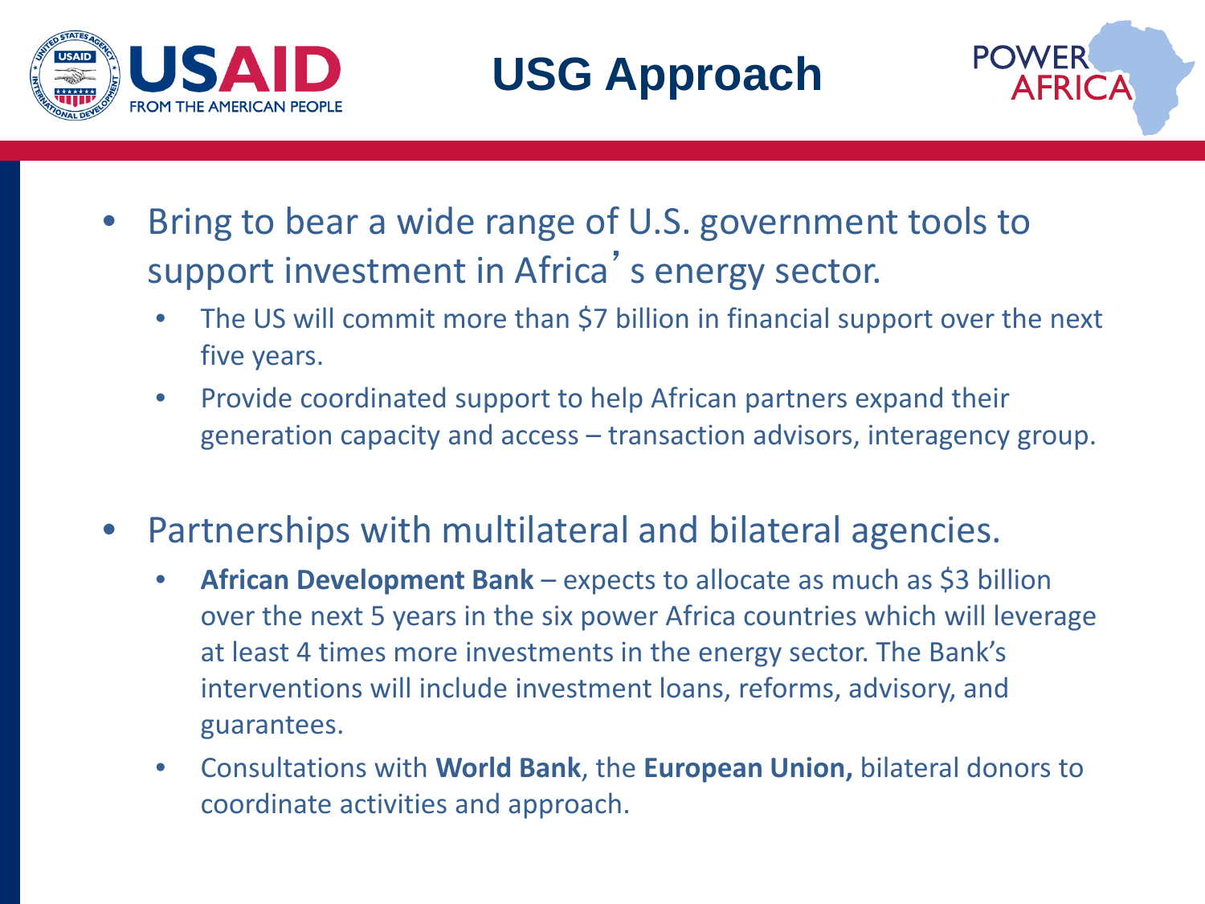# USG Approach

- Bring to bear a wide range of U.S. government tools to support investment in Africa's energy sector.
  - The US will commit more than $7 billion in financial support over the next five years.
  - Provide coordinated support to help African partners expand their generation capacity and access – transaction advisors, interagency group.

- Partnerships with multilateral and bilateral agencies.
  - **African Development Bank** – expects to allocate as much as $3 billion over the next 5 years in the six power Africa countries which will leverage at least 4 times more investments in the energy sector. The Bank's interventions will include investment loans, reforms, advisory, and guarantees.
  - Consultations with **World Bank**, the **European Union,** bilateral donors to coordinate activities and approach.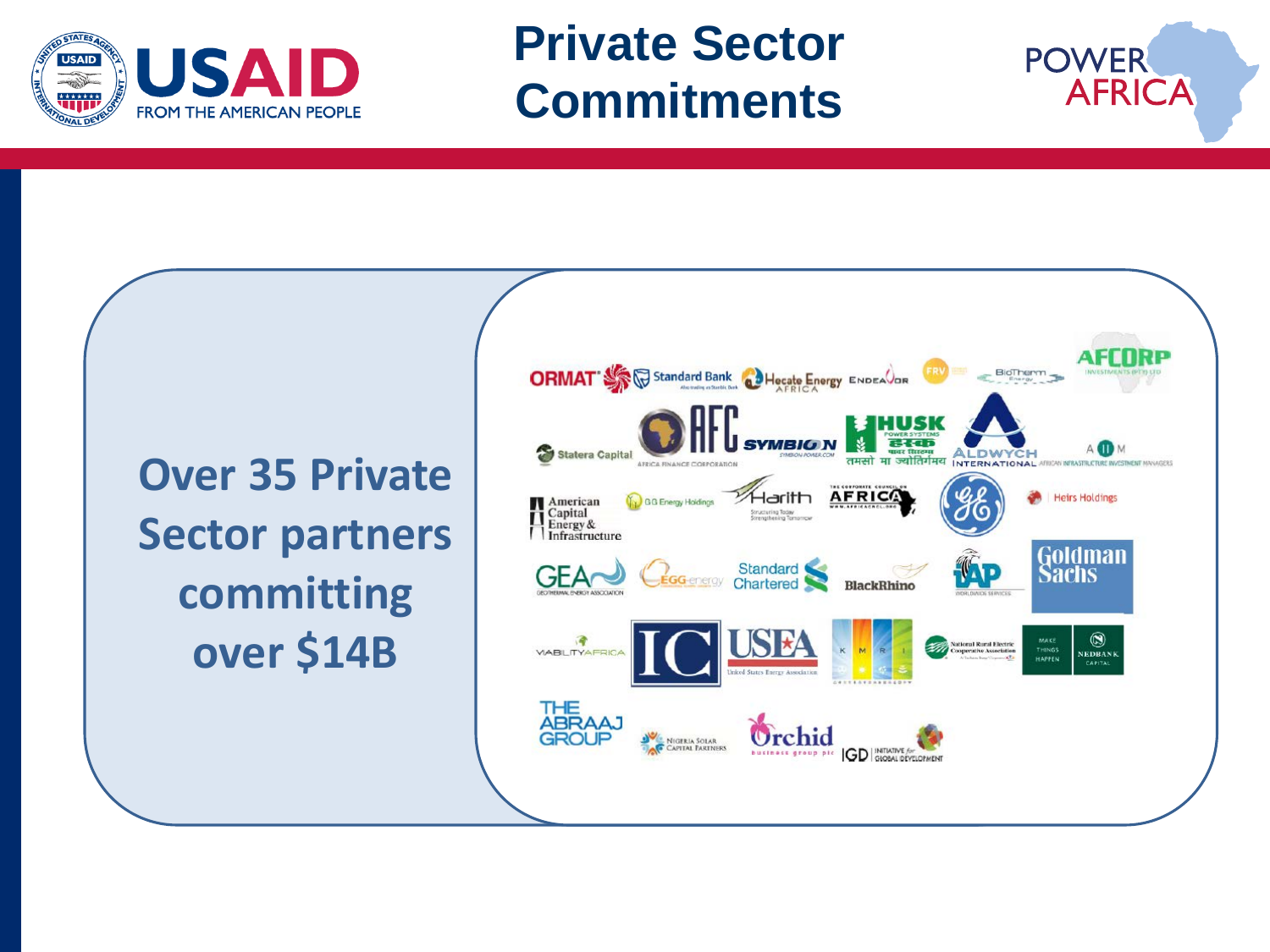# Private Sector Commitments

**Over 35 Private Sector partners committing over $14B**

ORMAT · Standard Bank · Hecate Energy Africa · Endeavor · FRV · BioTherm Energy · AFCORP Investments (PTY) LTD

Statera Capital · AFC Africa Finance Corporation · Symbion Power · Husk Power Systems · Aldwych International · AIIM African Infrastructure Investment Managers

American Capital Energy & Infrastructure · G.G Energy Holdings · Harith · The Corporate Council on Africa · GE · Heirs Holdings

GEA Geothermal Energy Association · EGG-energy · Standard Chartered · BlackRhino · IAP Worldwide Services · Goldman Sachs

Viability Africa · IC · USEA United States Energy Association · KMRI · National Rural Electric Cooperative Association · Nedbank Capital

The Abraaj Group · Nigeria Solar Capital Partners · Orchid Business Group plc · IGD Initiative for Global Development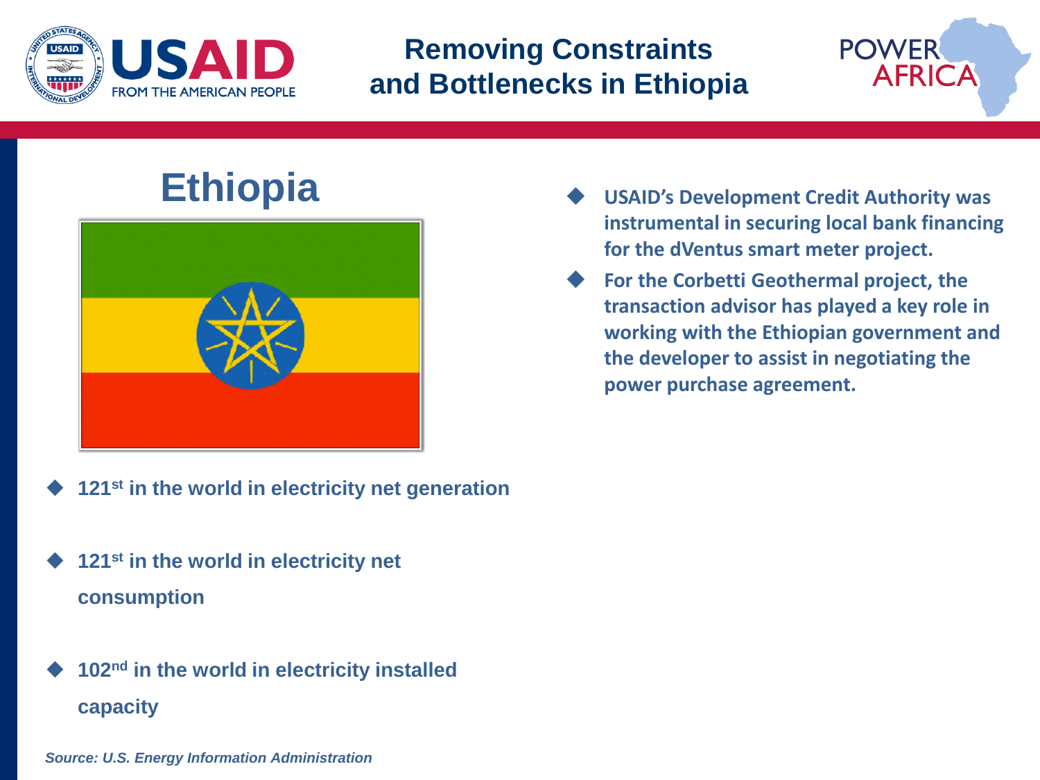# Removing Constraints and Bottlenecks in Ethiopia

## Ethiopia

- 121st in the world in electricity net generation
- 121st in the world in electricity net consumption
- 102nd in the world in electricity installed capacity

*Source: U.S. Energy Information Administration*

- **USAID's Development Credit Authority was instrumental in securing local bank financing for the dVentus smart meter project.**
- **For the Corbetti Geothermal project, the transaction advisor has played a key role in working with the Ethiopian government and the developer to assist in negotiating the power purchase agreement.**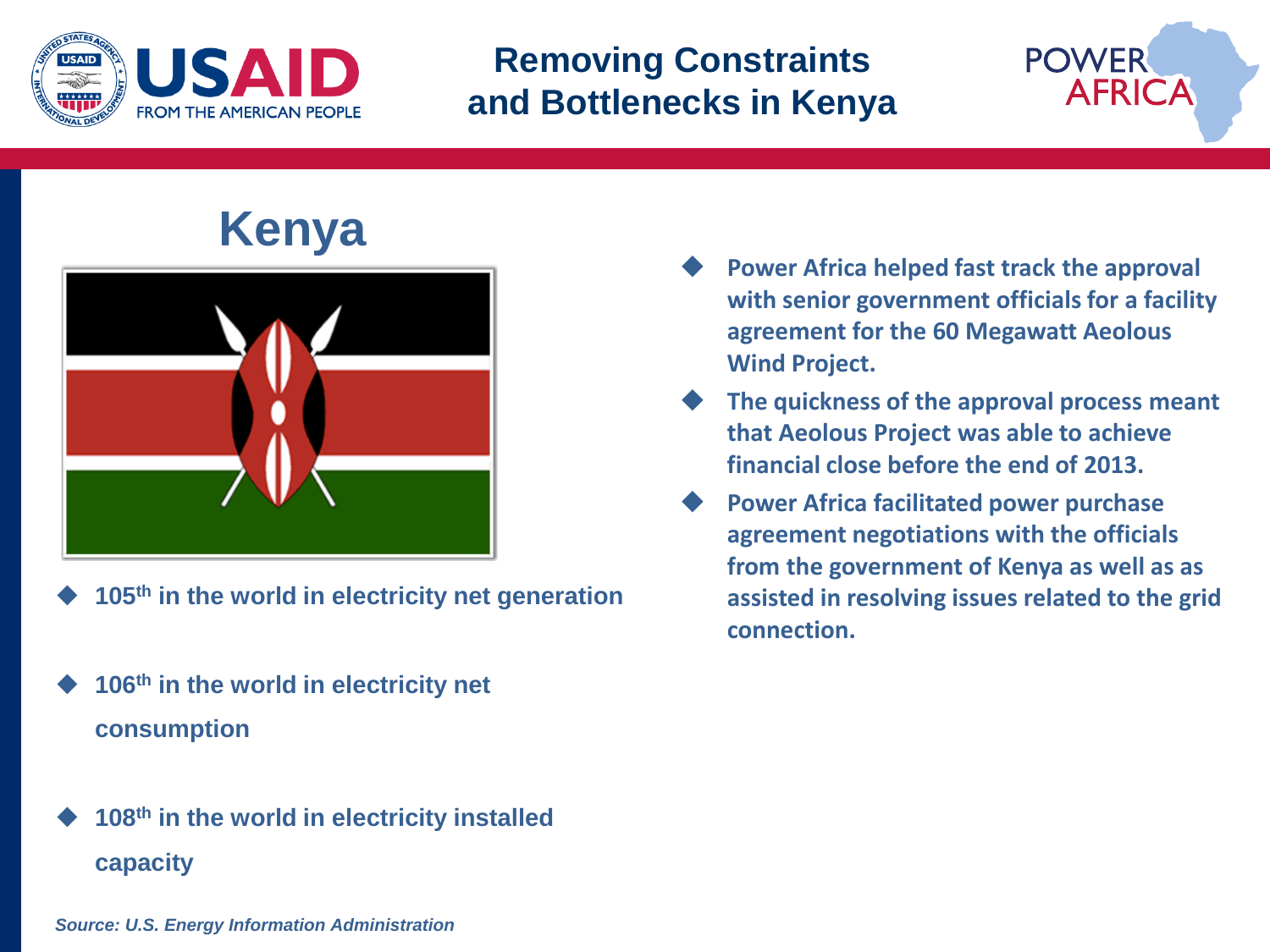# Removing Constraints and Bottlenecks in Kenya

## Kenya

- 105th in the world in electricity net generation
- 106th in the world in electricity net consumption
- 108th in the world in electricity installed capacity

*Source: U.S. Energy Information Administration*

- **Power Africa helped fast track the approval with senior government officials for a facility agreement for the 60 Megawatt Aeolous Wind Project.**
- **The quickness of the approval process meant that Aeolous Project was able to achieve financial close before the end of 2013.**
- **Power Africa facilitated power purchase agreement negotiations with the officials from the government of Kenya as well as as assisted in resolving issues related to the grid connection.**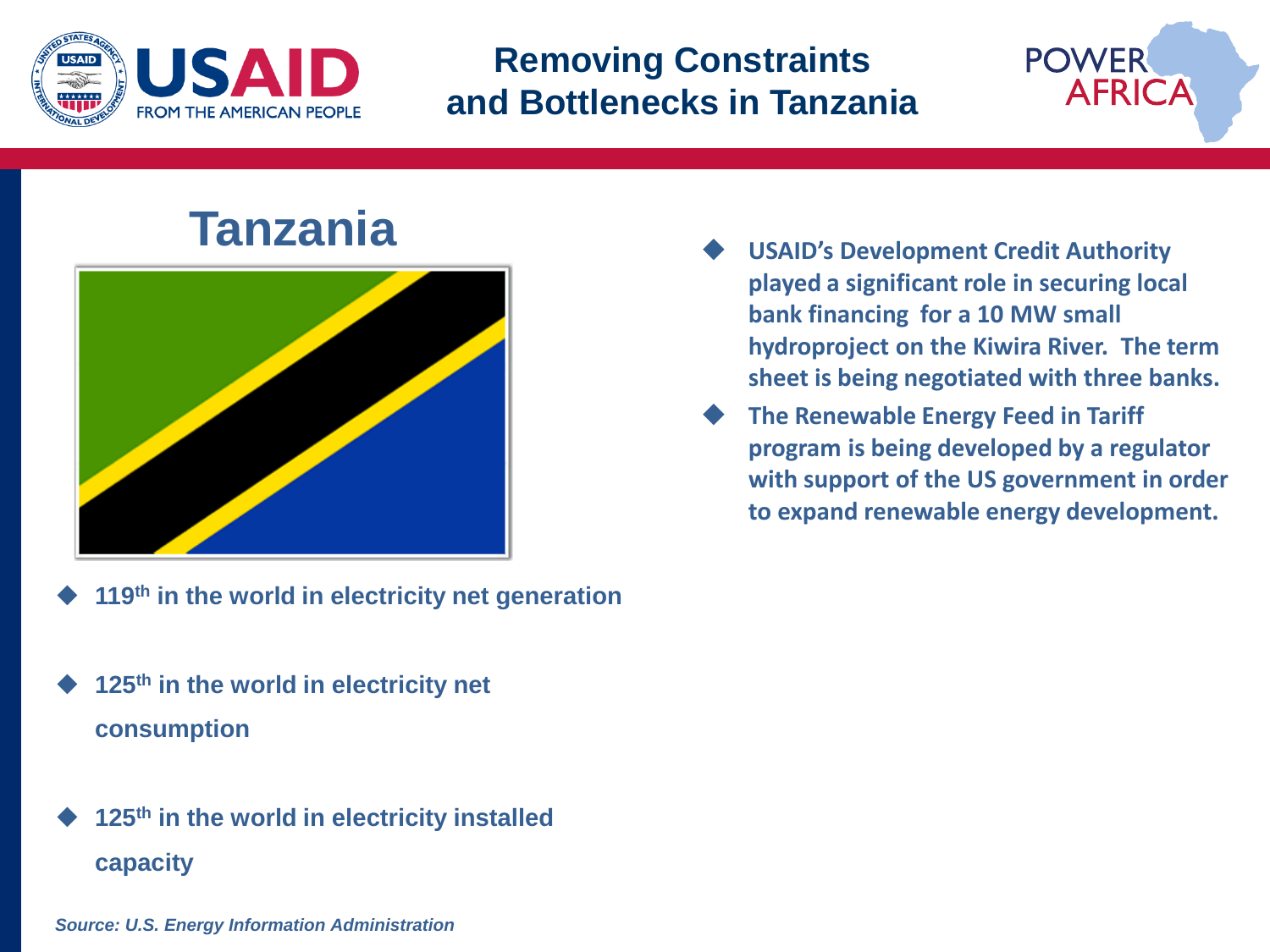# Removing Constraints and Bottlenecks in Tanzania

## Tanzania

- 119th in the world in electricity net generation
- 125th in the world in electricity net consumption
- 125th in the world in electricity installed capacity

*Source: U.S. Energy Information Administration*

- **USAID's Development Credit Authority played a significant role in securing local bank financing for a 10 MW small hydroproject on the Kiwira River. The term sheet is being negotiated with three banks.**
- **The Renewable Energy Feed in Tariff program is being developed by a regulator with support of the US government in order to expand renewable energy development.**